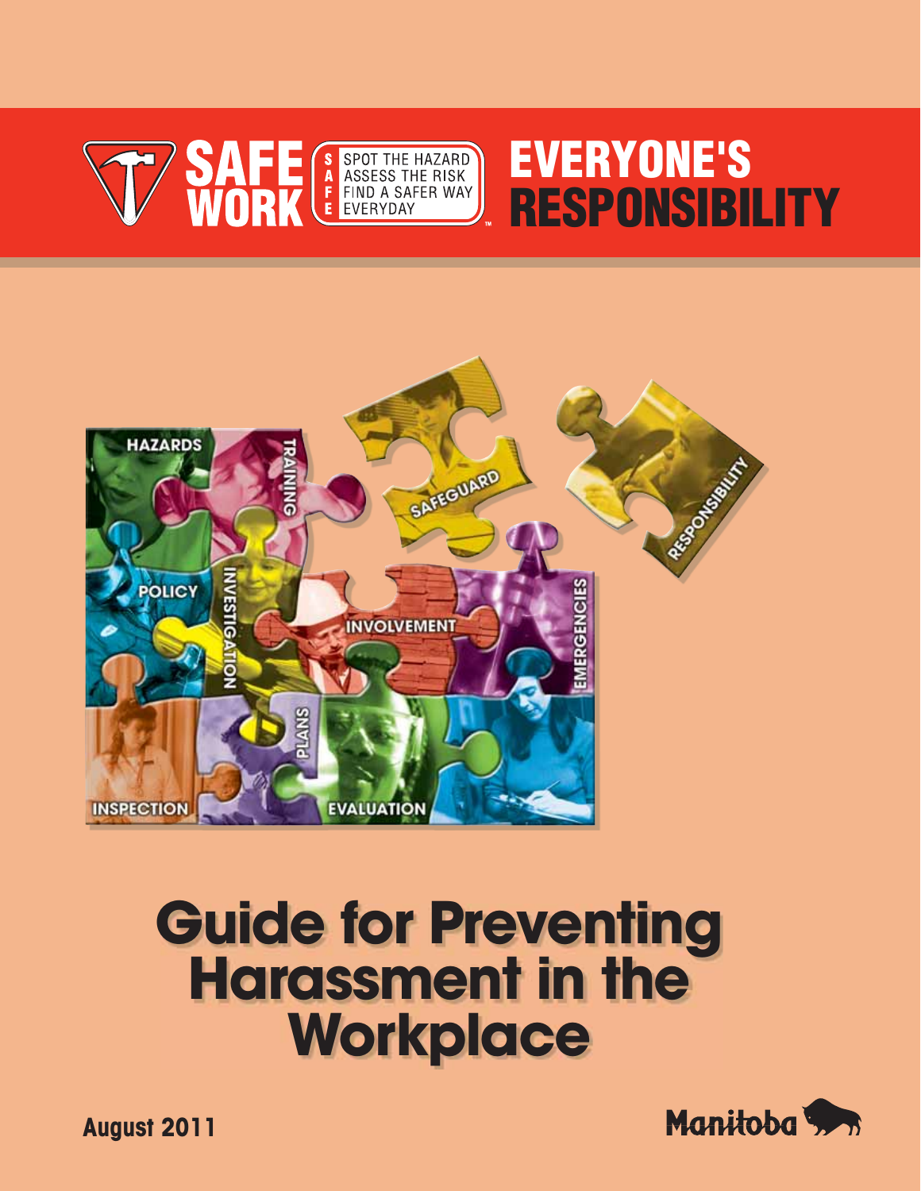SAFE WORK

S — SPOT THE HAZARD
A — ASSESS THE RISK
F — FIND A SAFER WAY
E — EVERYDAY

EVERYONE'S RESPONSIBILITY

HAZARDS
TRAINING
SAFEGUARD
RESPONSIBILITY
POLICY
INVESTIGATION
INVOLVEMENT
EMERGENCIES
INSPECTION
PLANS
EVALUATION

# Guide for Preventing Harassment in the Workplace

**August 2011**

Manitoba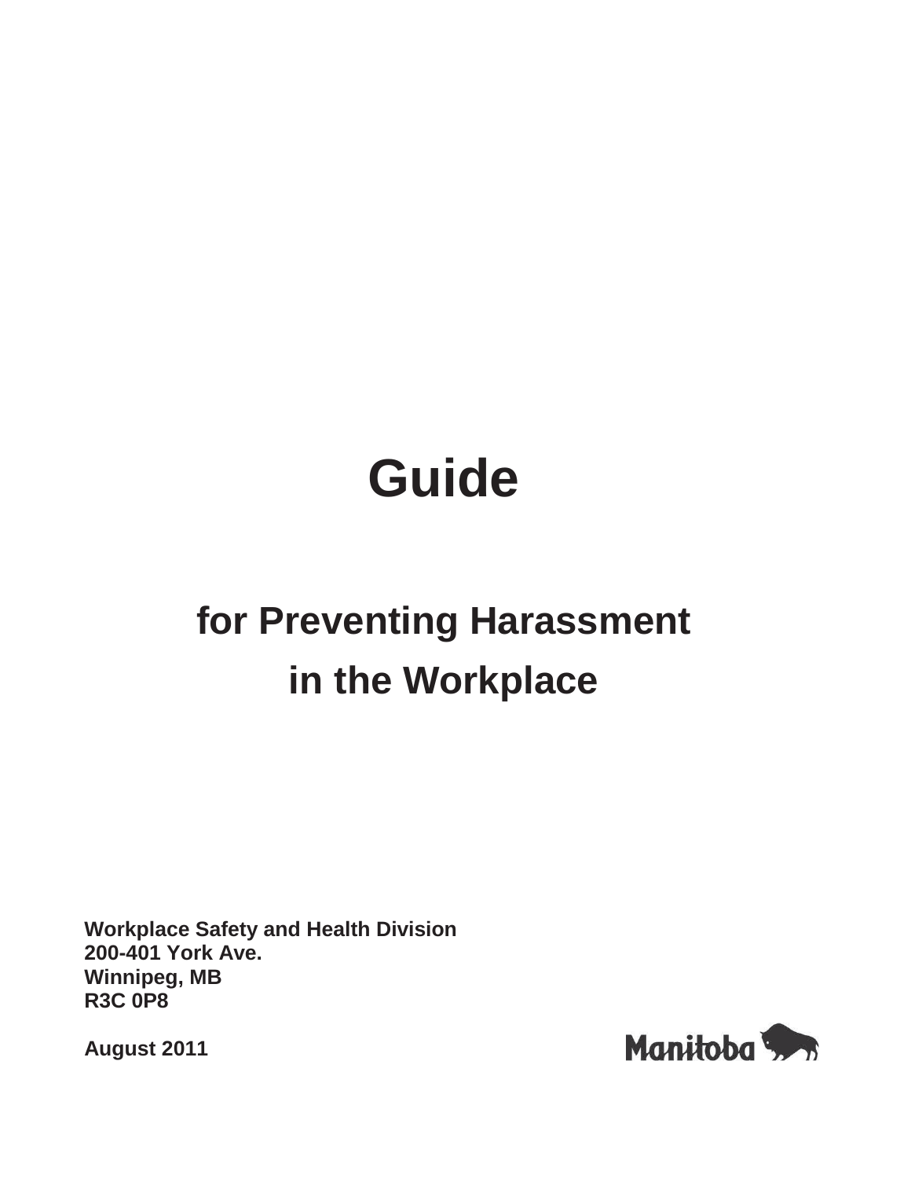# Guide

## for Preventing Harassment in the Workplace

**Workplace Safety and Health Division**
**200-401 York Ave.**
**Winnipeg, MB**
**R3C 0P8**

**August 2011**

Manitoba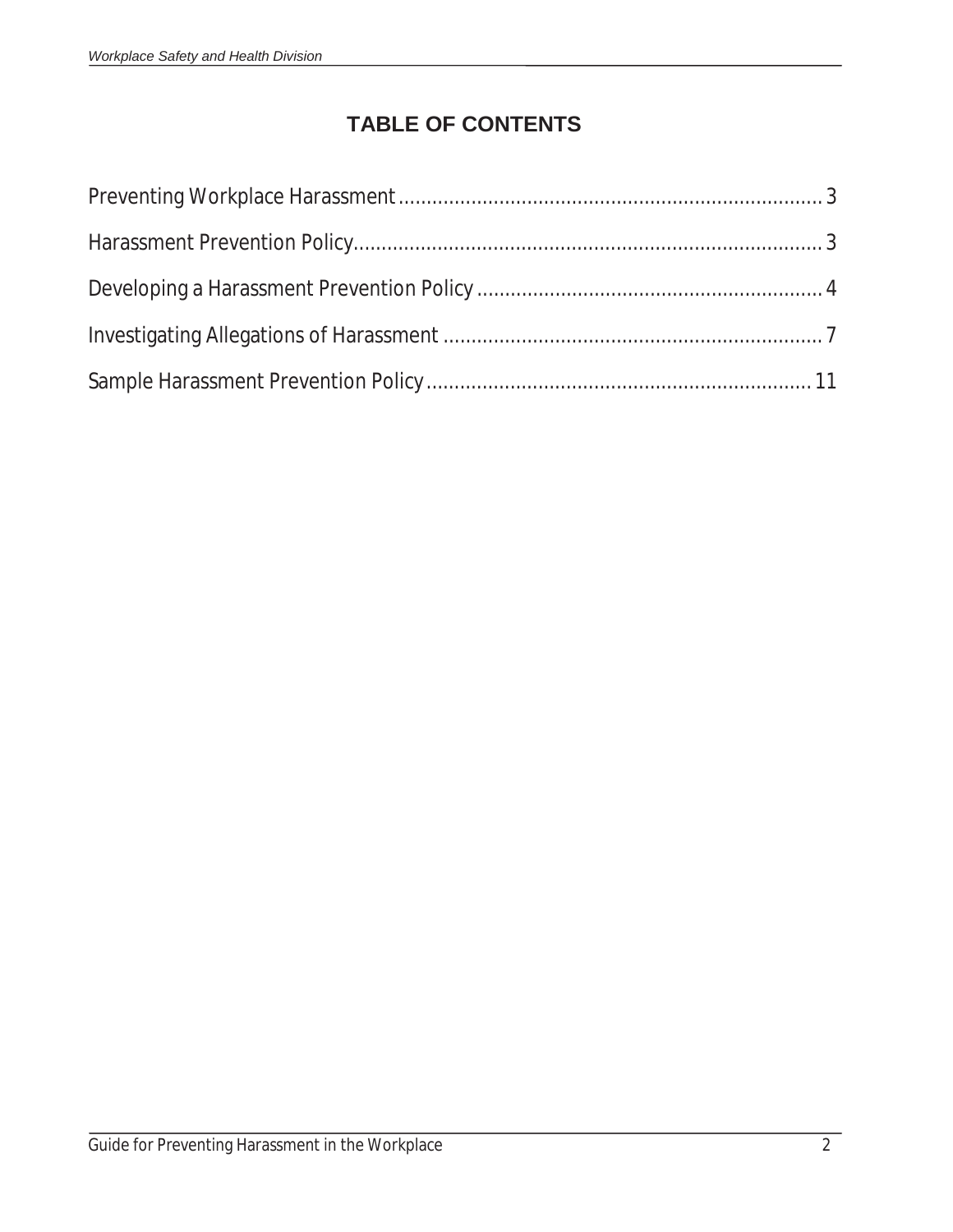# TABLE OF CONTENTS

Preventing Workplace Harassment ........................................................................ 3

Harassment Prevention Policy................................................................................ 3

Developing a Harassment Prevention Policy ........................................................... 4

Investigating Allegations of Harassment ................................................................. 7

Sample Harassment Prevention Policy.................................................................. 11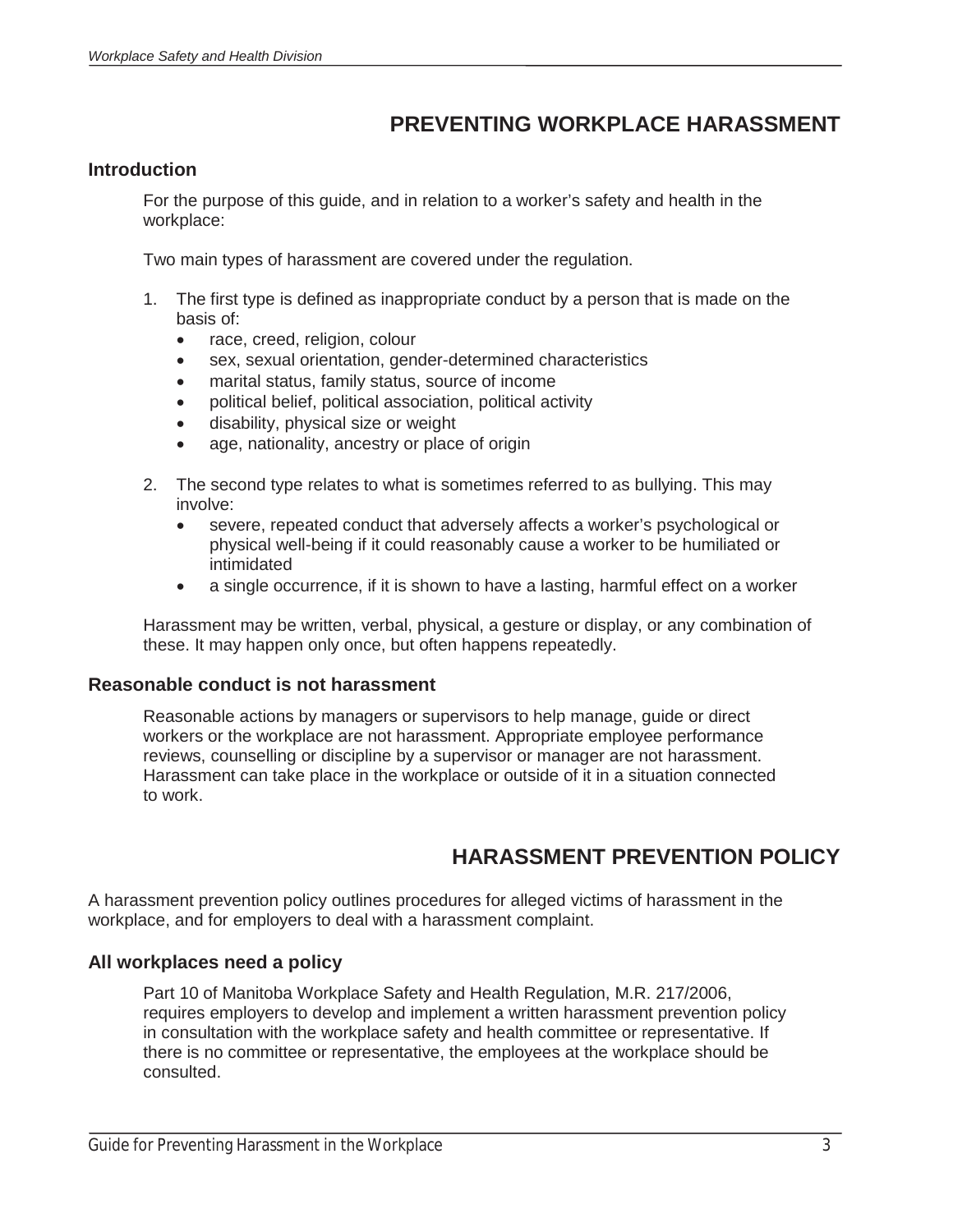## PREVENTING WORKPLACE HARASSMENT

### Introduction

For the purpose of this guide, and in relation to a worker's safety and health in the workplace:

Two main types of harassment are covered under the regulation.

1. The first type is defined as inappropriate conduct by a person that is made on the basis of:
   - race, creed, religion, colour
   - sex, sexual orientation, gender-determined characteristics
   - marital status, family status, source of income
   - political belief, political association, political activity
   - disability, physical size or weight
   - age, nationality, ancestry or place of origin

2. The second type relates to what is sometimes referred to as bullying. This may involve:
   - severe, repeated conduct that adversely affects a worker's psychological or physical well-being if it could reasonably cause a worker to be humiliated or intimidated
   - a single occurrence, if it is shown to have a lasting, harmful effect on a worker

Harassment may be written, verbal, physical, a gesture or display, or any combination of these. It may happen only once, but often happens repeatedly.

### Reasonable conduct is not harassment

Reasonable actions by managers or supervisors to help manage, guide or direct workers or the workplace are not harassment. Appropriate employee performance reviews, counselling or discipline by a supervisor or manager are not harassment. Harassment can take place in the workplace or outside of it in a situation connected to work.

## HARASSMENT PREVENTION POLICY

A harassment prevention policy outlines procedures for alleged victims of harassment in the workplace, and for employers to deal with a harassment complaint.

### All workplaces need a policy

Part 10 of Manitoba Workplace Safety and Health Regulation, M.R. 217/2006, requires employers to develop and implement a written harassment prevention policy in consultation with the workplace safety and health committee or representative. If there is no committee or representative, the employees at the workplace should be consulted.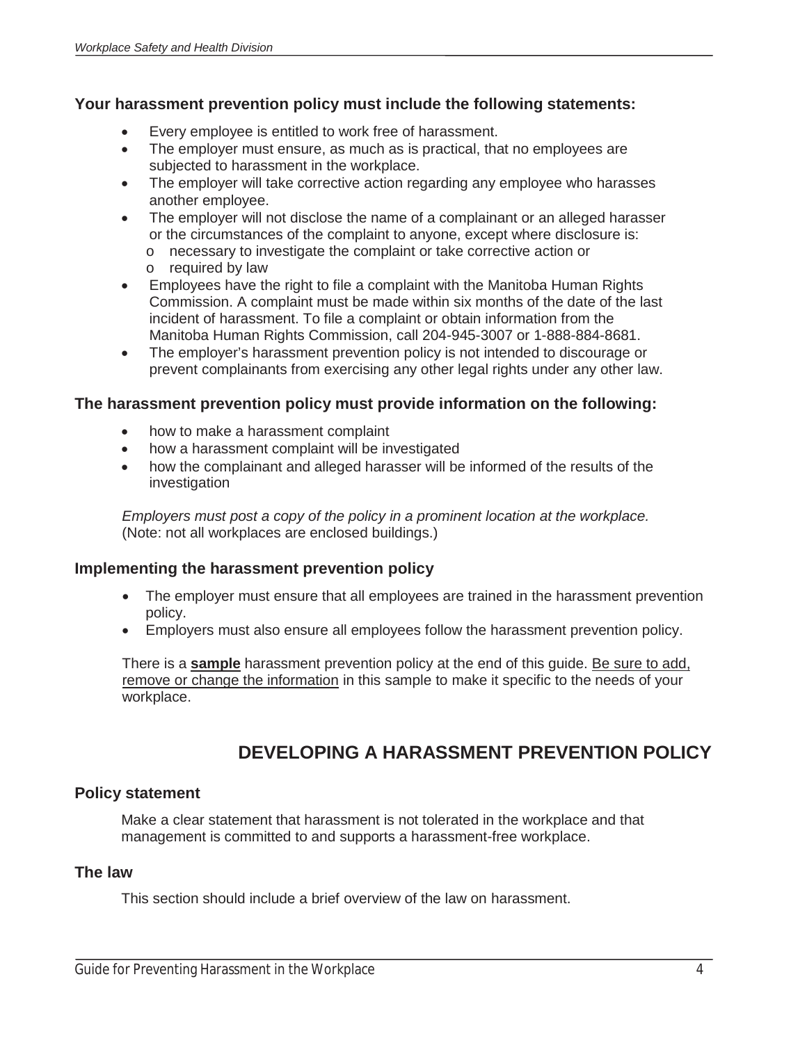### Your harassment prevention policy must include the following statements:

- Every employee is entitled to work free of harassment.
- The employer must ensure, as much as is practical, that no employees are subjected to harassment in the workplace.
- The employer will take corrective action regarding any employee who harasses another employee.
- The employer will not disclose the name of a complainant or an alleged harasser or the circumstances of the complaint to anyone, except where disclosure is:
  - necessary to investigate the complaint or take corrective action or
  - required by law
- Employees have the right to file a complaint with the Manitoba Human Rights Commission. A complaint must be made within six months of the date of the last incident of harassment. To file a complaint or obtain information from the Manitoba Human Rights Commission, call 204-945-3007 or 1-888-884-8681.
- The employer's harassment prevention policy is not intended to discourage or prevent complainants from exercising any other legal rights under any other law.

### The harassment prevention policy must provide information on the following:

- how to make a harassment complaint
- how a harassment complaint will be investigated
- how the complainant and alleged harasser will be informed of the results of the investigation

*Employers must post a copy of the policy in a prominent location at the workplace.* (Note: not all workplaces are enclosed buildings.)

### Implementing the harassment prevention policy

- The employer must ensure that all employees are trained in the harassment prevention policy.
- Employers must also ensure all employees follow the harassment prevention policy.

There is a **sample** harassment prevention policy at the end of this guide. Be sure to add, remove or change the information in this sample to make it specific to the needs of your workplace.

## DEVELOPING A HARASSMENT PREVENTION POLICY

### Policy statement

Make a clear statement that harassment is not tolerated in the workplace and that management is committed to and supports a harassment-free workplace.

### The law

This section should include a brief overview of the law on harassment.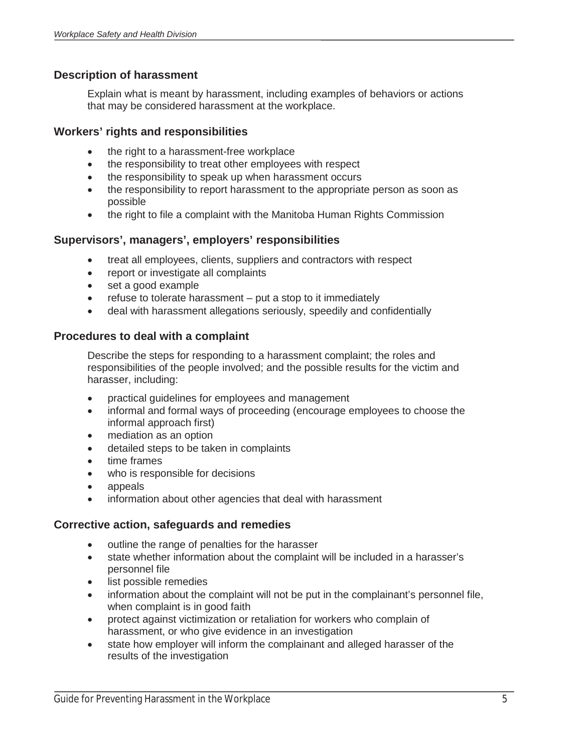### Description of harassment

Explain what is meant by harassment, including examples of behaviors or actions that may be considered harassment at the workplace.

### Workers' rights and responsibilities

- the right to a harassment-free workplace
- the responsibility to treat other employees with respect
- the responsibility to speak up when harassment occurs
- the responsibility to report harassment to the appropriate person as soon as possible
- the right to file a complaint with the Manitoba Human Rights Commission

### Supervisors', managers', employers' responsibilities

- treat all employees, clients, suppliers and contractors with respect
- report or investigate all complaints
- set a good example
- refuse to tolerate harassment – put a stop to it immediately
- deal with harassment allegations seriously, speedily and confidentially

### Procedures to deal with a complaint

Describe the steps for responding to a harassment complaint; the roles and responsibilities of the people involved; and the possible results for the victim and harasser, including:

- practical guidelines for employees and management
- informal and formal ways of proceeding (encourage employees to choose the informal approach first)
- mediation as an option
- detailed steps to be taken in complaints
- time frames
- who is responsible for decisions
- appeals
- information about other agencies that deal with harassment

### Corrective action, safeguards and remedies

- outline the range of penalties for the harasser
- state whether information about the complaint will be included in a harasser's personnel file
- list possible remedies
- information about the complaint will not be put in the complainant's personnel file, when complaint is in good faith
- protect against victimization or retaliation for workers who complain of harassment, or who give evidence in an investigation
- state how employer will inform the complainant and alleged harasser of the results of the investigation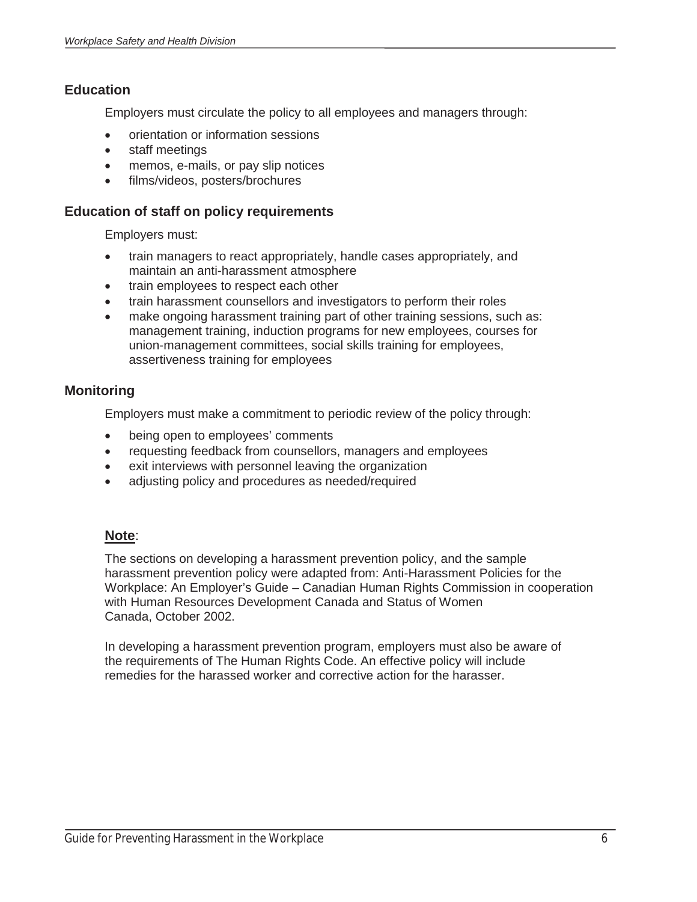## Education

Employers must circulate the policy to all employees and managers through:

- orientation or information sessions
- staff meetings
- memos, e-mails, or pay slip notices
- films/videos, posters/brochures

## Education of staff on policy requirements

Employers must:

- train managers to react appropriately, handle cases appropriately, and maintain an anti-harassment atmosphere
- train employees to respect each other
- train harassment counsellors and investigators to perform their roles
- make ongoing harassment training part of other training sessions, such as: management training, induction programs for new employees, courses for union-management committees, social skills training for employees, assertiveness training for employees

## Monitoring

Employers must make a commitment to periodic review of the policy through:

- being open to employees' comments
- requesting feedback from counsellors, managers and employees
- exit interviews with personnel leaving the organization
- adjusting policy and procedures as needed/required

**Note**:

The sections on developing a harassment prevention policy, and the sample harassment prevention policy were adapted from: Anti-Harassment Policies for the Workplace: An Employer's Guide – Canadian Human Rights Commission in cooperation with Human Resources Development Canada and Status of Women Canada, October 2002.

In developing a harassment prevention program, employers must also be aware of the requirements of The Human Rights Code. An effective policy will include remedies for the harassed worker and corrective action for the harasser.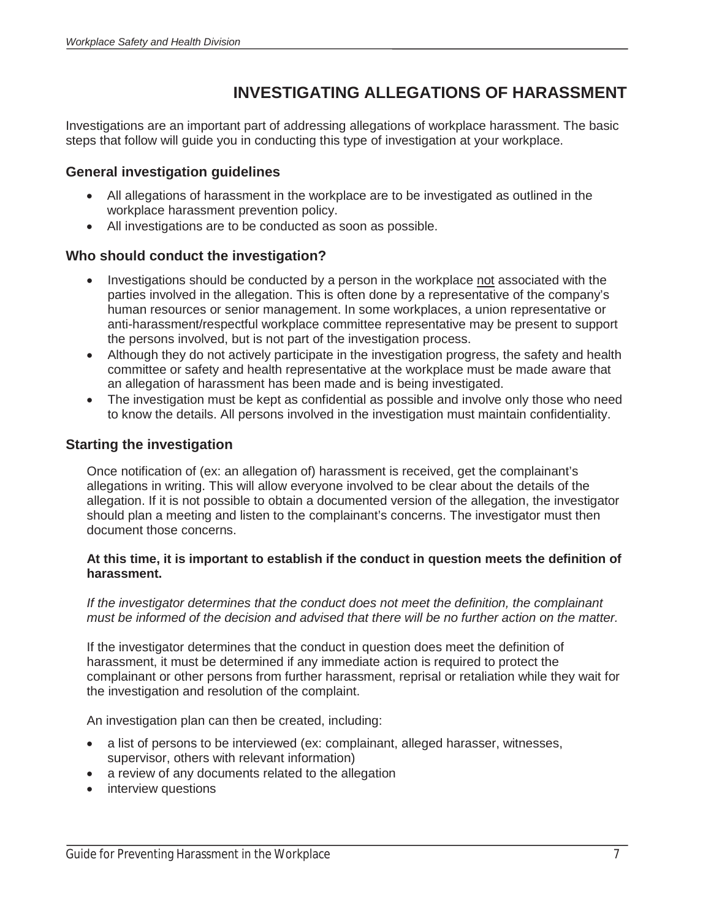# INVESTIGATING ALLEGATIONS OF HARASSMENT

Investigations are an important part of addressing allegations of workplace harassment. The basic steps that follow will guide you in conducting this type of investigation at your workplace.

## General investigation guidelines

- All allegations of harassment in the workplace are to be investigated as outlined in the workplace harassment prevention policy.
- All investigations are to be conducted as soon as possible.

## Who should conduct the investigation?

- Investigations should be conducted by a person in the workplace <u>not</u> associated with the parties involved in the allegation. This is often done by a representative of the company's human resources or senior management. In some workplaces, a union representative or anti-harassment/respectful workplace committee representative may be present to support the persons involved, but is not part of the investigation process.
- Although they do not actively participate in the investigation progress, the safety and health committee or safety and health representative at the workplace must be made aware that an allegation of harassment has been made and is being investigated.
- The investigation must be kept as confidential as possible and involve only those who need to know the details. All persons involved in the investigation must maintain confidentiality.

## Starting the investigation

Once notification of (ex: an allegation of) harassment is received, get the complainant's allegations in writing. This will allow everyone involved to be clear about the details of the allegation. If it is not possible to obtain a documented version of the allegation, the investigator should plan a meeting and listen to the complainant's concerns. The investigator must then document those concerns.

**At this time, it is important to establish if the conduct in question meets the definition of harassment.**

*If the investigator determines that the conduct does not meet the definition, the complainant must be informed of the decision and advised that there will be no further action on the matter.*

If the investigator determines that the conduct in question does meet the definition of harassment, it must be determined if any immediate action is required to protect the complainant or other persons from further harassment, reprisal or retaliation while they wait for the investigation and resolution of the complaint.

An investigation plan can then be created, including:

- a list of persons to be interviewed (ex: complainant, alleged harasser, witnesses, supervisor, others with relevant information)
- a review of any documents related to the allegation
- interview questions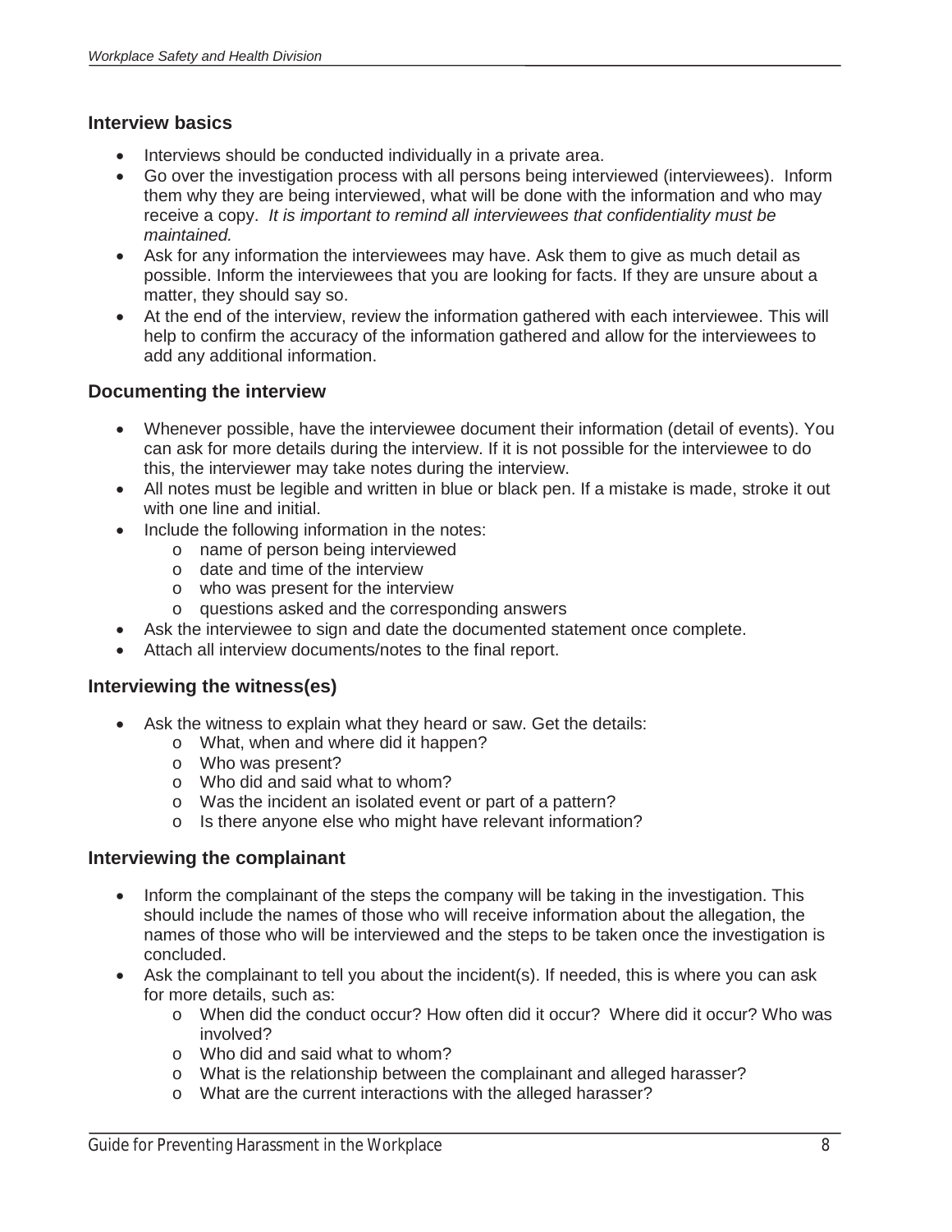### Interview basics

- Interviews should be conducted individually in a private area.
- Go over the investigation process with all persons being interviewed (interviewees). Inform them why they are being interviewed, what will be done with the information and who may receive a copy. *It is important to remind all interviewees that confidentiality must be maintained.*
- Ask for any information the interviewees may have. Ask them to give as much detail as possible. Inform the interviewees that you are looking for facts. If they are unsure about a matter, they should say so.
- At the end of the interview, review the information gathered with each interviewee. This will help to confirm the accuracy of the information gathered and allow for the interviewees to add any additional information.

### Documenting the interview

- Whenever possible, have the interviewee document their information (detail of events). You can ask for more details during the interview. If it is not possible for the interviewee to do this, the interviewer may take notes during the interview.
- All notes must be legible and written in blue or black pen. If a mistake is made, stroke it out with one line and initial.
- Include the following information in the notes:
  - name of person being interviewed
  - date and time of the interview
  - who was present for the interview
  - questions asked and the corresponding answers
- Ask the interviewee to sign and date the documented statement once complete.
- Attach all interview documents/notes to the final report.

### Interviewing the witness(es)

- Ask the witness to explain what they heard or saw. Get the details:
  - What, when and where did it happen?
  - Who was present?
  - Who did and said what to whom?
  - Was the incident an isolated event or part of a pattern?
  - Is there anyone else who might have relevant information?

### Interviewing the complainant

- Inform the complainant of the steps the company will be taking in the investigation. This should include the names of those who will receive information about the allegation, the names of those who will be interviewed and the steps to be taken once the investigation is concluded.
- Ask the complainant to tell you about the incident(s). If needed, this is where you can ask for more details, such as:
  - When did the conduct occur? How often did it occur? Where did it occur? Who was involved?
  - Who did and said what to whom?
  - What is the relationship between the complainant and alleged harasser?
  - What are the current interactions with the alleged harasser?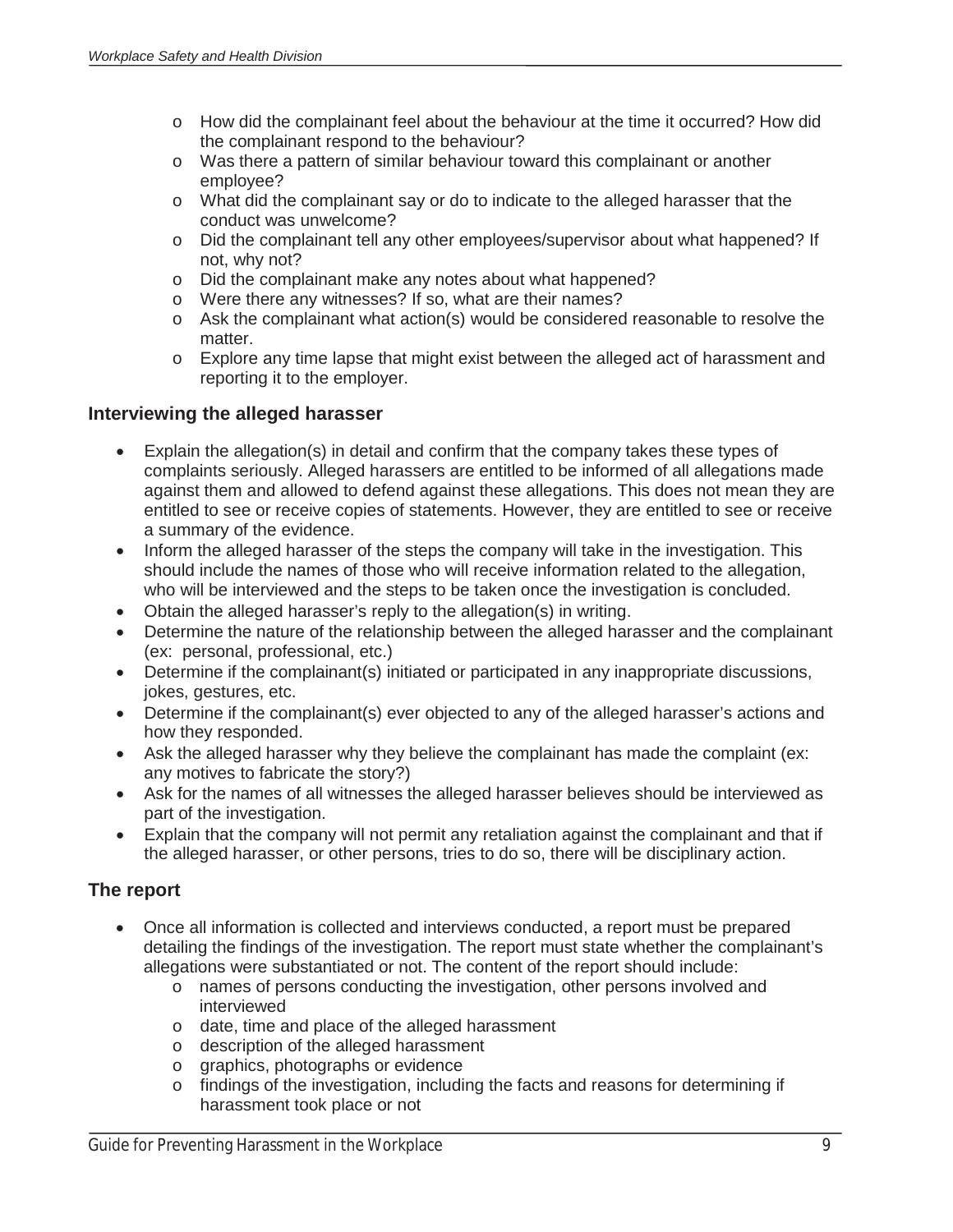- How did the complainant feel about the behaviour at the time it occurred? How did the complainant respond to the behaviour?
  - Was there a pattern of similar behaviour toward this complainant or another employee?
  - What did the complainant say or do to indicate to the alleged harasser that the conduct was unwelcome?
  - Did the complainant tell any other employees/supervisor about what happened? If not, why not?
  - Did the complainant make any notes about what happened?
  - Were there any witnesses? If so, what are their names?
  - Ask the complainant what action(s) would be considered reasonable to resolve the matter.
  - Explore any time lapse that might exist between the alleged act of harassment and reporting it to the employer.

### Interviewing the alleged harasser

- Explain the allegation(s) in detail and confirm that the company takes these types of complaints seriously. Alleged harassers are entitled to be informed of all allegations made against them and allowed to defend against these allegations. This does not mean they are entitled to see or receive copies of statements. However, they are entitled to see or receive a summary of the evidence.
- Inform the alleged harasser of the steps the company will take in the investigation. This should include the names of those who will receive information related to the allegation, who will be interviewed and the steps to be taken once the investigation is concluded.
- Obtain the alleged harasser's reply to the allegation(s) in writing.
- Determine the nature of the relationship between the alleged harasser and the complainant (ex: personal, professional, etc.)
- Determine if the complainant(s) initiated or participated in any inappropriate discussions, jokes, gestures, etc.
- Determine if the complainant(s) ever objected to any of the alleged harasser's actions and how they responded.
- Ask the alleged harasser why they believe the complainant has made the complaint (ex: any motives to fabricate the story?)
- Ask for the names of all witnesses the alleged harasser believes should be interviewed as part of the investigation.
- Explain that the company will not permit any retaliation against the complainant and that if the alleged harasser, or other persons, tries to do so, there will be disciplinary action.

### The report

- Once all information is collected and interviews conducted, a report must be prepared detailing the findings of the investigation. The report must state whether the complainant's allegations were substantiated or not. The content of the report should include:
  - names of persons conducting the investigation, other persons involved and interviewed
  - date, time and place of the alleged harassment
  - description of the alleged harassment
  - graphics, photographs or evidence
  - findings of the investigation, including the facts and reasons for determining if harassment took place or not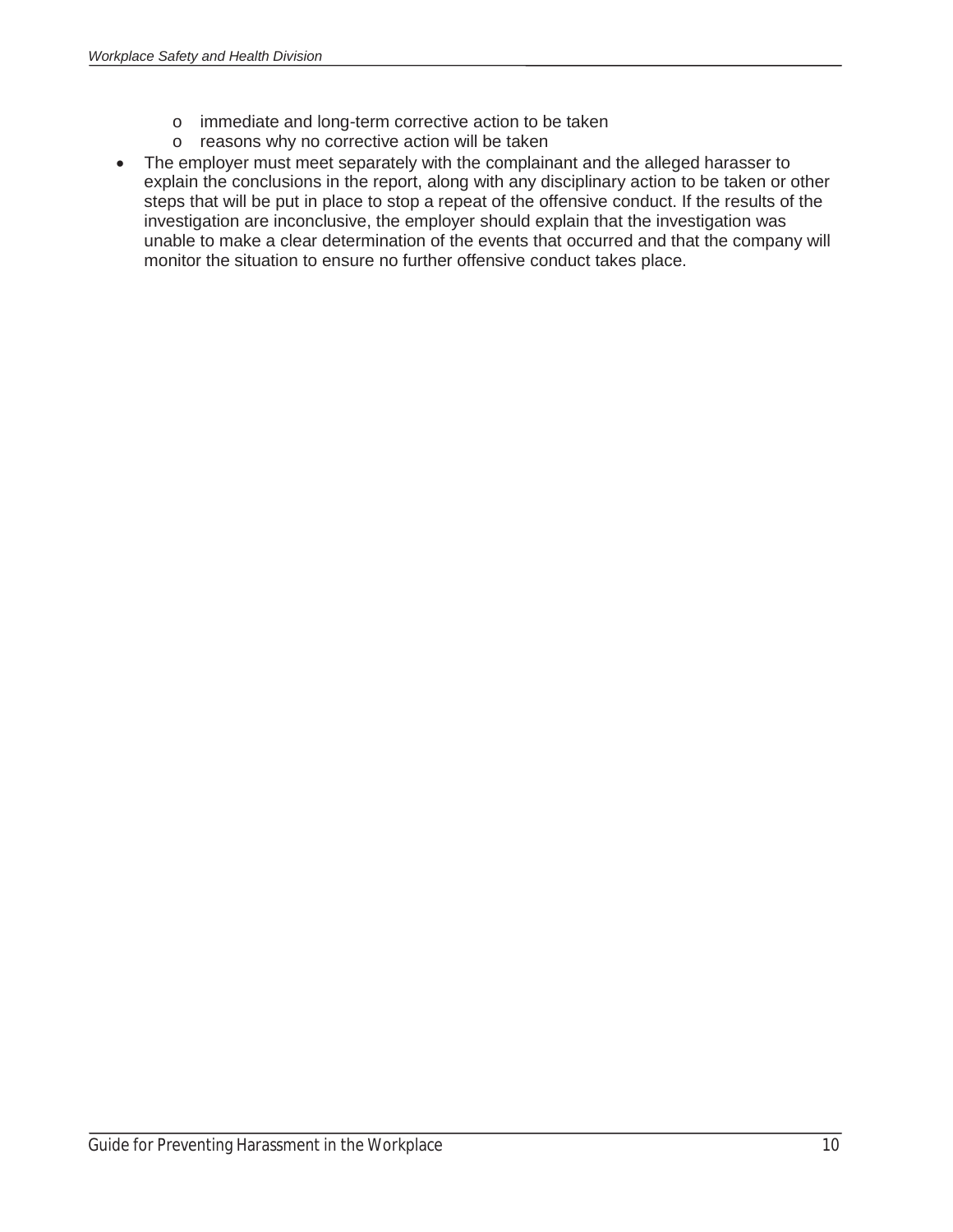- immediate and long-term corrective action to be taken
  - reasons why no corrective action will be taken
- The employer must meet separately with the complainant and the alleged harasser to explain the conclusions in the report, along with any disciplinary action to be taken or other steps that will be put in place to stop a repeat of the offensive conduct. If the results of the investigation are inconclusive, the employer should explain that the investigation was unable to make a clear determination of the events that occurred and that the company will monitor the situation to ensure no further offensive conduct takes place.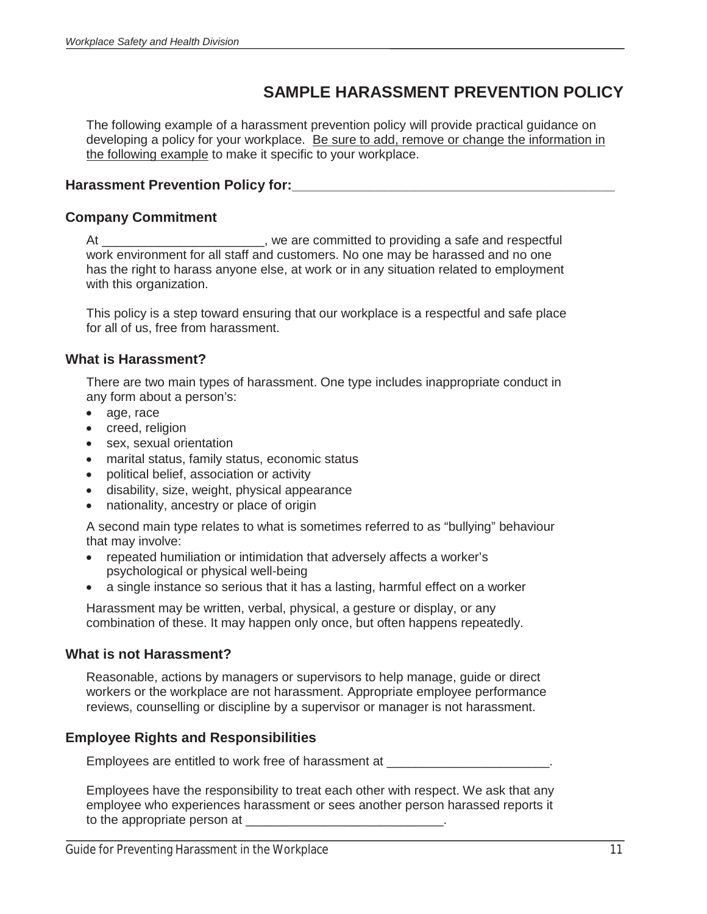# SAMPLE HARASSMENT PREVENTION POLICY

The following example of a harassment prevention policy will provide practical guidance on developing a policy for your workplace. Be sure to add, remove or change the information in the following example to make it specific to your workplace.

**Harassment Prevention Policy for:_____________________________________________**

## Company Commitment

At _______________________, we are committed to providing a safe and respectful work environment for all staff and customers. No one may be harassed and no one has the right to harass anyone else, at work or in any situation related to employment with this organization.

This policy is a step toward ensuring that our workplace is a respectful and safe place for all of us, free from harassment.

## What is Harassment?

There are two main types of harassment. One type includes inappropriate conduct in any form about a person's:

- age, race
- creed, religion
- sex, sexual orientation
- marital status, family status, economic status
- political belief, association or activity
- disability, size, weight, physical appearance
- nationality, ancestry or place of origin

A second main type relates to what is sometimes referred to as "bullying" behaviour that may involve:

- repeated humiliation or intimidation that adversely affects a worker's psychological or physical well-being
- a single instance so serious that it has a lasting, harmful effect on a worker

Harassment may be written, verbal, physical, a gesture or display, or any combination of these. It may happen only once, but often happens repeatedly.

## What is not Harassment?

Reasonable, actions by managers or supervisors to help manage, guide or direct workers or the workplace are not harassment. Appropriate employee performance reviews, counselling or discipline by a supervisor or manager is not harassment.

## Employee Rights and Responsibilities

Employees are entitled to work free of harassment at _______________________.

Employees have the responsibility to treat each other with respect. We ask that any employee who experiences harassment or sees another person harassed reports it to the appropriate person at ____________________________.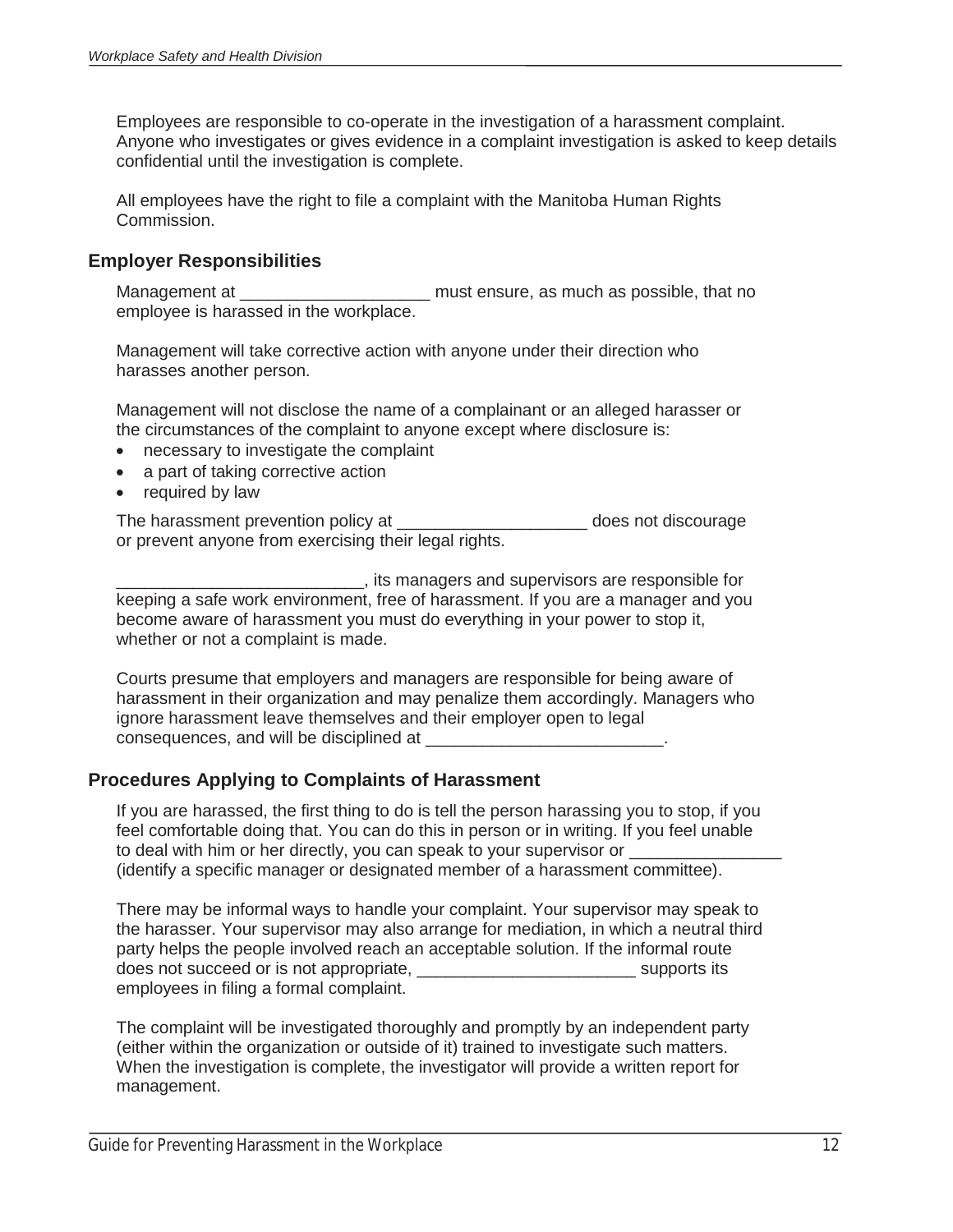Employees are responsible to co-operate in the investigation of a harassment complaint. Anyone who investigates or gives evidence in a complaint investigation is asked to keep details confidential until the investigation is complete.

All employees have the right to file a complaint with the Manitoba Human Rights Commission.

## Employer Responsibilities

Management at ____________________ must ensure, as much as possible, that no employee is harassed in the workplace.

Management will take corrective action with anyone under their direction who harasses another person.

Management will not disclose the name of a complainant or an alleged harasser or the circumstances of the complaint to anyone except where disclosure is:

- necessary to investigate the complaint
- a part of taking corrective action
- required by law

The harassment prevention policy at ____________________ does not discourage or prevent anyone from exercising their legal rights.

__________________________, its managers and supervisors are responsible for keeping a safe work environment, free of harassment. If you are a manager and you become aware of harassment you must do everything in your power to stop it, whether or not a complaint is made.

Courts presume that employers and managers are responsible for being aware of harassment in their organization and may penalize them accordingly. Managers who ignore harassment leave themselves and their employer open to legal consequences, and will be disciplined at _________________________.

## Procedures Applying to Complaints of Harassment

If you are harassed, the first thing to do is tell the person harassing you to stop, if you feel comfortable doing that. You can do this in person or in writing. If you feel unable to deal with him or her directly, you can speak to your supervisor or ________________ (identify a specific manager or designated member of a harassment committee).

There may be informal ways to handle your complaint. Your supervisor may speak to the harasser. Your supervisor may also arrange for mediation, in which a neutral third party helps the people involved reach an acceptable solution. If the informal route does not succeed or is not appropriate, _______________________ supports its employees in filing a formal complaint.

The complaint will be investigated thoroughly and promptly by an independent party (either within the organization or outside of it) trained to investigate such matters. When the investigation is complete, the investigator will provide a written report for management.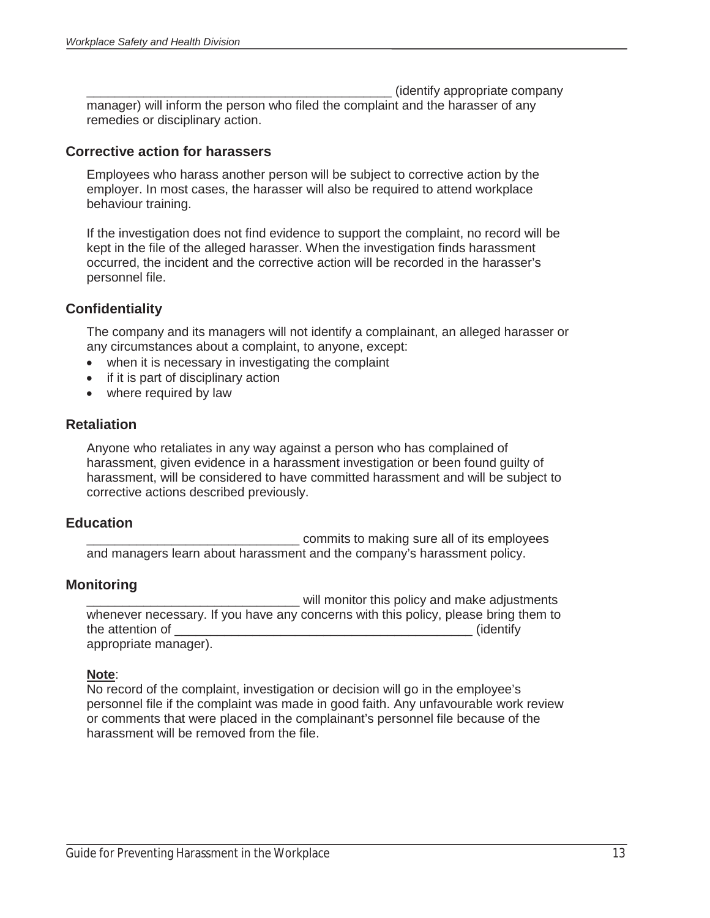____________________________________________ (identify appropriate company manager) will inform the person who filed the complaint and the harasser of any remedies or disciplinary action.

### Corrective action for harassers

Employees who harass another person will be subject to corrective action by the employer. In most cases, the harasser will also be required to attend workplace behaviour training.

If the investigation does not find evidence to support the complaint, no record will be kept in the file of the alleged harasser. When the investigation finds harassment occurred, the incident and the corrective action will be recorded in the harasser's personnel file.

### Confidentiality

The company and its managers will not identify a complainant, an alleged harasser or any circumstances about a complaint, to anyone, except:

- when it is necessary in investigating the complaint
- if it is part of disciplinary action
- where required by law

### Retaliation

Anyone who retaliates in any way against a person who has complained of harassment, given evidence in a harassment investigation or been found guilty of harassment, will be considered to have committed harassment and will be subject to corrective actions described previously.

### Education

______________________________ commits to making sure all of its employees and managers learn about harassment and the company's harassment policy.

### Monitoring

______________________________ will monitor this policy and make adjustments whenever necessary. If you have any concerns with this policy, please bring them to the attention of __________________________________________ (identify appropriate manager).

**Note**:
No record of the complaint, investigation or decision will go in the employee's personnel file if the complaint was made in good faith. Any unfavourable work review or comments that were placed in the complainant's personnel file because of the harassment will be removed from the file.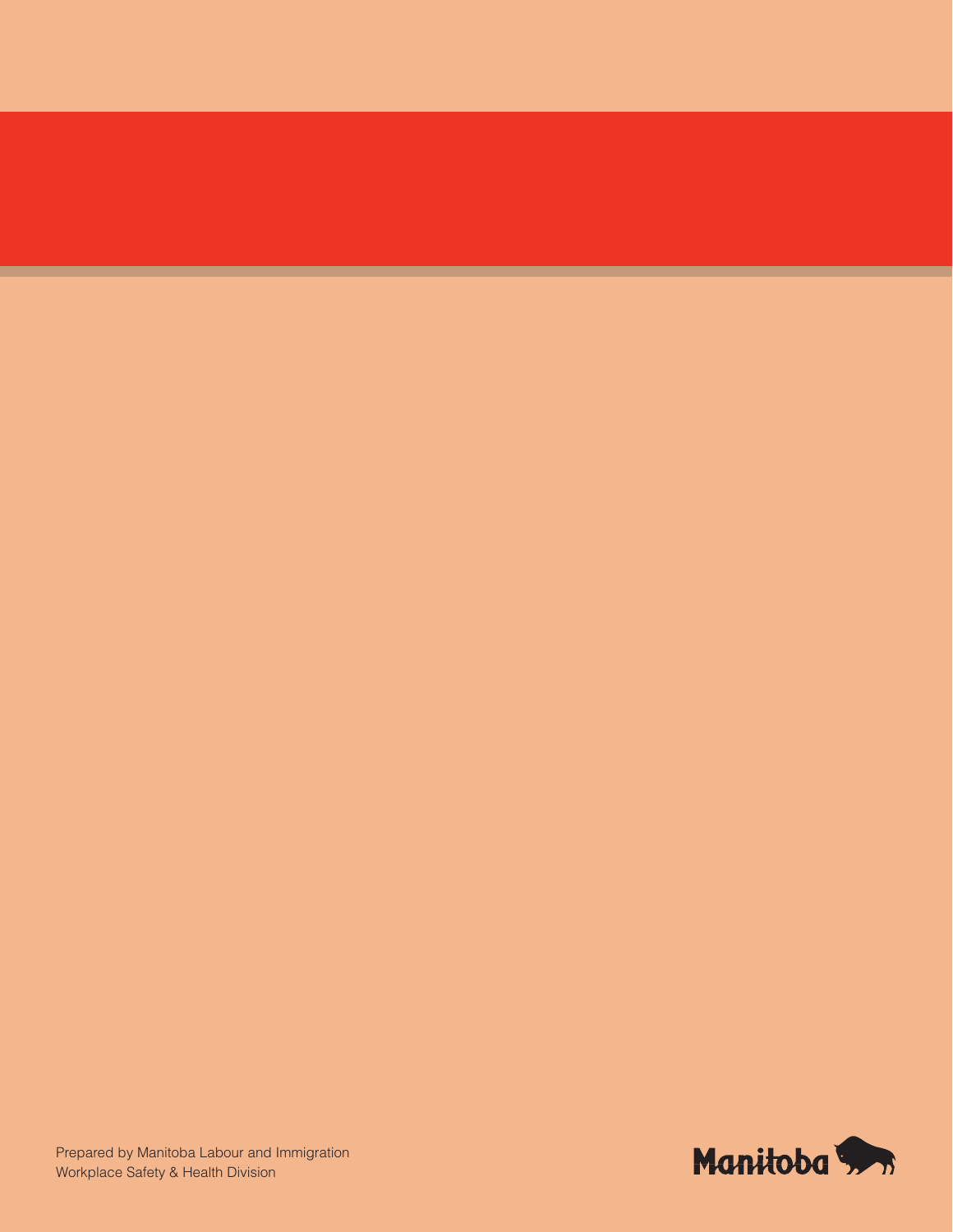Prepared by Manitoba Labour and Immigration
Workplace Safety & Health Division

Manitoba